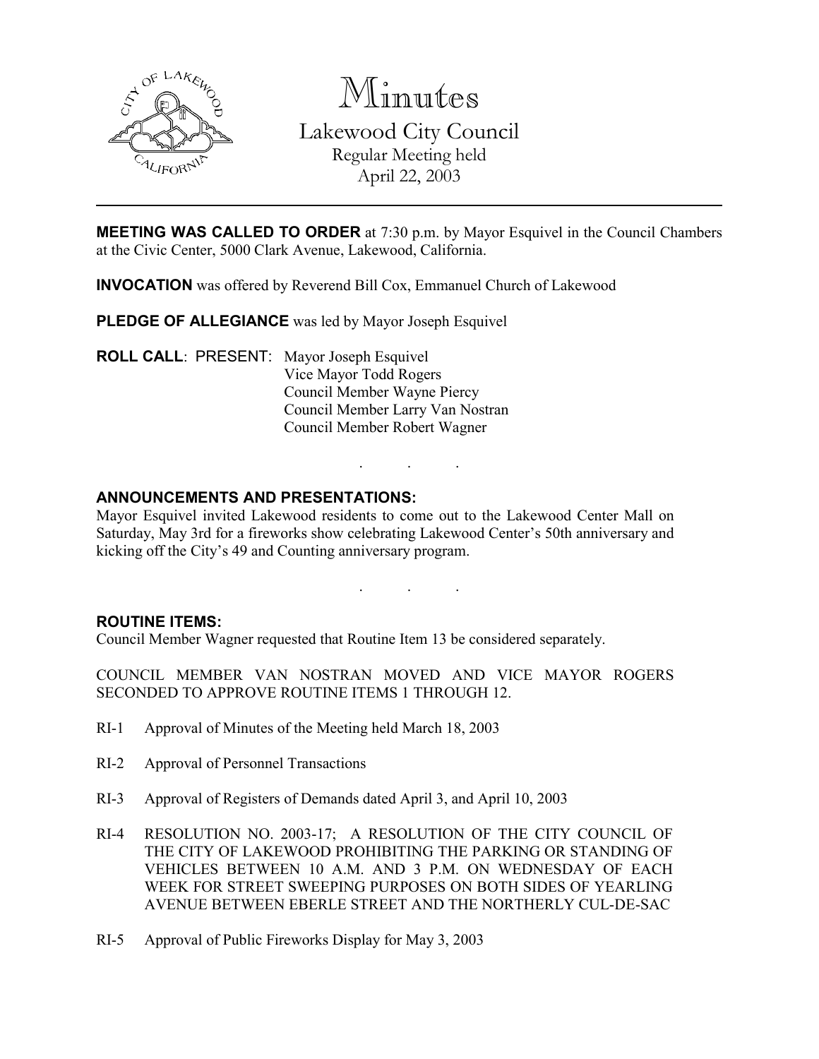# Minutes

## Lakewood City Council

Regular Meeting held
April 22, 2003

**MEETING WAS CALLED TO ORDER** at 7:30 p.m. by Mayor Esquivel in the Council Chambers at the Civic Center, 5000 Clark Avenue, Lakewood, California.

**INVOCATION** was offered by Reverend Bill Cox, Emmanuel Church of Lakewood

**PLEDGE OF ALLEGIANCE** was led by Mayor Joseph Esquivel

**ROLL CALL**: PRESENT: Mayor Joseph Esquivel
Vice Mayor Todd Rogers
Council Member Wayne Piercy
Council Member Larry Van Nostran
Council Member Robert Wagner

. . .

**ANNOUNCEMENTS AND PRESENTATIONS:**

Mayor Esquivel invited Lakewood residents to come out to the Lakewood Center Mall on Saturday, May 3rd for a fireworks show celebrating Lakewood Center's 50th anniversary and kicking off the City's 49 and Counting anniversary program.

. . .

**ROUTINE ITEMS:**

Council Member Wagner requested that Routine Item 13 be considered separately.

COUNCIL MEMBER VAN NOSTRAN MOVED AND VICE MAYOR ROGERS SECONDED TO APPROVE ROUTINE ITEMS 1 THROUGH 12.

RI-1 Approval of Minutes of the Meeting held March 18, 2003

RI-2 Approval of Personnel Transactions

RI-3 Approval of Registers of Demands dated April 3, and April 10, 2003

RI-4 RESOLUTION NO. 2003-17; A RESOLUTION OF THE CITY COUNCIL OF THE CITY OF LAKEWOOD PROHIBITING THE PARKING OR STANDING OF VEHICLES BETWEEN 10 A.M. AND 3 P.M. ON WEDNESDAY OF EACH WEEK FOR STREET SWEEPING PURPOSES ON BOTH SIDES OF YEARLING AVENUE BETWEEN EBERLE STREET AND THE NORTHERLY CUL-DE-SAC

RI-5 Approval of Public Fireworks Display for May 3, 2003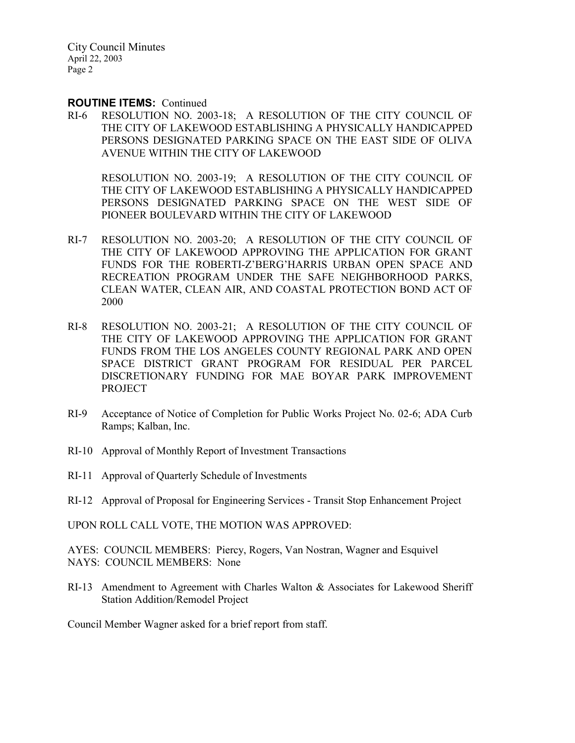**ROUTINE ITEMS:** Continued

RI-6 RESOLUTION NO. 2003-18; A RESOLUTION OF THE CITY COUNCIL OF THE CITY OF LAKEWOOD ESTABLISHING A PHYSICALLY HANDICAPPED PERSONS DESIGNATED PARKING SPACE ON THE EAST SIDE OF OLIVA AVENUE WITHIN THE CITY OF LAKEWOOD

RESOLUTION NO. 2003-19; A RESOLUTION OF THE CITY COUNCIL OF THE CITY OF LAKEWOOD ESTABLISHING A PHYSICALLY HANDICAPPED PERSONS DESIGNATED PARKING SPACE ON THE WEST SIDE OF PIONEER BOULEVARD WITHIN THE CITY OF LAKEWOOD

RI-7 RESOLUTION NO. 2003-20; A RESOLUTION OF THE CITY COUNCIL OF THE CITY OF LAKEWOOD APPROVING THE APPLICATION FOR GRANT FUNDS FOR THE ROBERTI-Z'BERG'HARRIS URBAN OPEN SPACE AND RECREATION PROGRAM UNDER THE SAFE NEIGHBORHOOD PARKS, CLEAN WATER, CLEAN AIR, AND COASTAL PROTECTION BOND ACT OF 2000

RI-8 RESOLUTION NO. 2003-21; A RESOLUTION OF THE CITY COUNCIL OF THE CITY OF LAKEWOOD APPROVING THE APPLICATION FOR GRANT FUNDS FROM THE LOS ANGELES COUNTY REGIONAL PARK AND OPEN SPACE DISTRICT GRANT PROGRAM FOR RESIDUAL PER PARCEL DISCRETIONARY FUNDING FOR MAE BOYAR PARK IMPROVEMENT PROJECT

RI-9 Acceptance of Notice of Completion for Public Works Project No. 02-6; ADA Curb Ramps; Kalban, Inc.

RI-10 Approval of Monthly Report of Investment Transactions

RI-11 Approval of Quarterly Schedule of Investments

RI-12 Approval of Proposal for Engineering Services - Transit Stop Enhancement Project

UPON ROLL CALL VOTE, THE MOTION WAS APPROVED:

AYES: COUNCIL MEMBERS: Piercy, Rogers, Van Nostran, Wagner and Esquivel
NAYS: COUNCIL MEMBERS: None

RI-13 Amendment to Agreement with Charles Walton & Associates for Lakewood Sheriff Station Addition/Remodel Project

Council Member Wagner asked for a brief report from staff.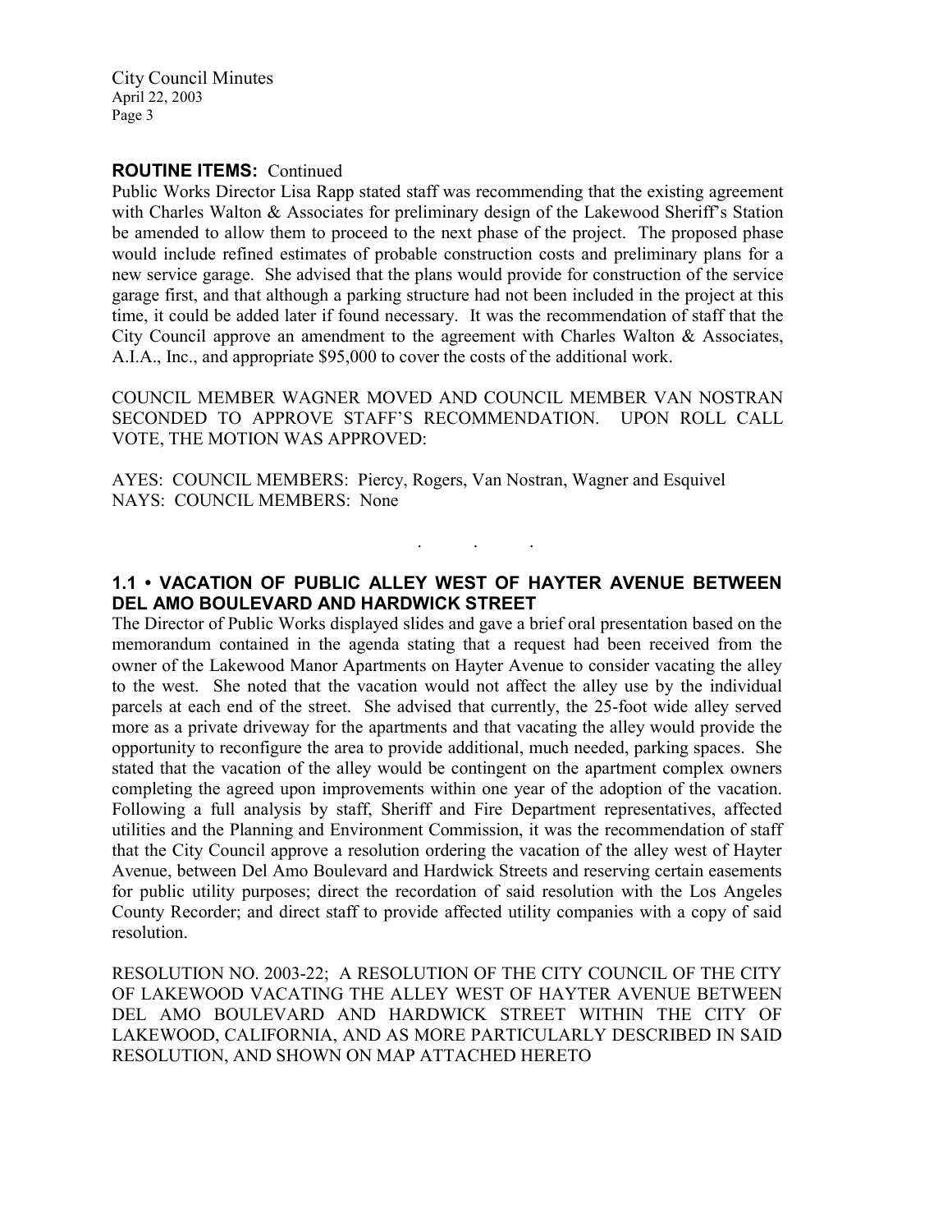**ROUTINE ITEMS:** Continued

Public Works Director Lisa Rapp stated staff was recommending that the existing agreement with Charles Walton & Associates for preliminary design of the Lakewood Sheriff's Station be amended to allow them to proceed to the next phase of the project. The proposed phase would include refined estimates of probable construction costs and preliminary plans for a new service garage. She advised that the plans would provide for construction of the service garage first, and that although a parking structure had not been included in the project at this time, it could be added later if found necessary. It was the recommendation of staff that the City Council approve an amendment to the agreement with Charles Walton & Associates, A.I.A., Inc., and appropriate $95,000 to cover the costs of the additional work.

COUNCIL MEMBER WAGNER MOVED AND COUNCIL MEMBER VAN NOSTRAN SECONDED TO APPROVE STAFF'S RECOMMENDATION. UPON ROLL CALL VOTE, THE MOTION WAS APPROVED:

AYES: COUNCIL MEMBERS: Piercy, Rogers, Van Nostran, Wagner and Esquivel
NAYS: COUNCIL MEMBERS: None

. . .

**1.1 • VACATION OF PUBLIC ALLEY WEST OF HAYTER AVENUE BETWEEN DEL AMO BOULEVARD AND HARDWICK STREET**

The Director of Public Works displayed slides and gave a brief oral presentation based on the memorandum contained in the agenda stating that a request had been received from the owner of the Lakewood Manor Apartments on Hayter Avenue to consider vacating the alley to the west. She noted that the vacation would not affect the alley use by the individual parcels at each end of the street. She advised that currently, the 25-foot wide alley served more as a private driveway for the apartments and that vacating the alley would provide the opportunity to reconfigure the area to provide additional, much needed, parking spaces. She stated that the vacation of the alley would be contingent on the apartment complex owners completing the agreed upon improvements within one year of the adoption of the vacation. Following a full analysis by staff, Sheriff and Fire Department representatives, affected utilities and the Planning and Environment Commission, it was the recommendation of staff that the City Council approve a resolution ordering the vacation of the alley west of Hayter Avenue, between Del Amo Boulevard and Hardwick Streets and reserving certain easements for public utility purposes; direct the recordation of said resolution with the Los Angeles County Recorder; and direct staff to provide affected utility companies with a copy of said resolution.

RESOLUTION NO. 2003-22; A RESOLUTION OF THE CITY COUNCIL OF THE CITY OF LAKEWOOD VACATING THE ALLEY WEST OF HAYTER AVENUE BETWEEN DEL AMO BOULEVARD AND HARDWICK STREET WITHIN THE CITY OF LAKEWOOD, CALIFORNIA, AND AS MORE PARTICULARLY DESCRIBED IN SAID RESOLUTION, AND SHOWN ON MAP ATTACHED HERETO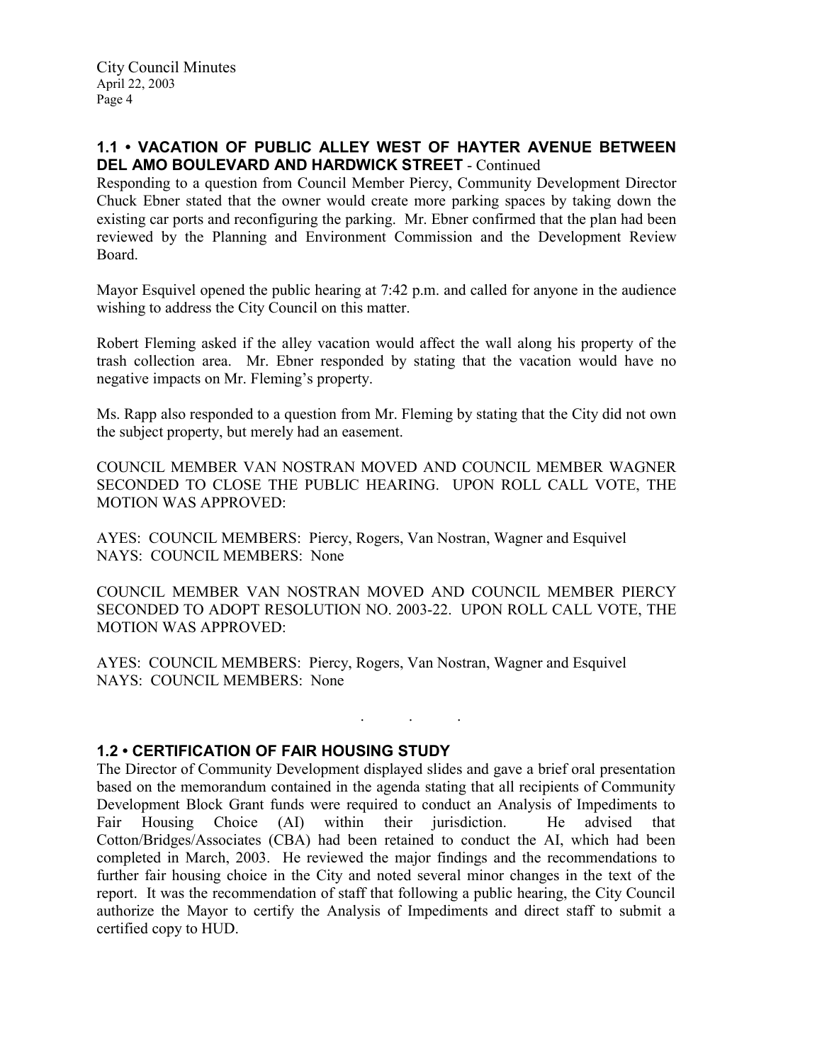## 1.1 • VACATION OF PUBLIC ALLEY WEST OF HAYTER AVENUE BETWEEN DEL AMO BOULEVARD AND HARDWICK STREET - Continued

Responding to a question from Council Member Piercy, Community Development Director Chuck Ebner stated that the owner would create more parking spaces by taking down the existing car ports and reconfiguring the parking. Mr. Ebner confirmed that the plan had been reviewed by the Planning and Environment Commission and the Development Review Board.

Mayor Esquivel opened the public hearing at 7:42 p.m. and called for anyone in the audience wishing to address the City Council on this matter.

Robert Fleming asked if the alley vacation would affect the wall along his property of the trash collection area. Mr. Ebner responded by stating that the vacation would have no negative impacts on Mr. Fleming's property.

Ms. Rapp also responded to a question from Mr. Fleming by stating that the City did not own the subject property, but merely had an easement.

COUNCIL MEMBER VAN NOSTRAN MOVED AND COUNCIL MEMBER WAGNER SECONDED TO CLOSE THE PUBLIC HEARING. UPON ROLL CALL VOTE, THE MOTION WAS APPROVED:

AYES: COUNCIL MEMBERS: Piercy, Rogers, Van Nostran, Wagner and Esquivel
NAYS: COUNCIL MEMBERS: None

COUNCIL MEMBER VAN NOSTRAN MOVED AND COUNCIL MEMBER PIERCY SECONDED TO ADOPT RESOLUTION NO. 2003-22. UPON ROLL CALL VOTE, THE MOTION WAS APPROVED:

AYES: COUNCIL MEMBERS: Piercy, Rogers, Van Nostran, Wagner and Esquivel
NAYS: COUNCIL MEMBERS: None

. . .

## 1.2 • CERTIFICATION OF FAIR HOUSING STUDY

The Director of Community Development displayed slides and gave a brief oral presentation based on the memorandum contained in the agenda stating that all recipients of Community Development Block Grant funds were required to conduct an Analysis of Impediments to Fair Housing Choice (AI) within their jurisdiction. He advised that Cotton/Bridges/Associates (CBA) had been retained to conduct the AI, which had been completed in March, 2003. He reviewed the major findings and the recommendations to further fair housing choice in the City and noted several minor changes in the text of the report. It was the recommendation of staff that following a public hearing, the City Council authorize the Mayor to certify the Analysis of Impediments and direct staff to submit a certified copy to HUD.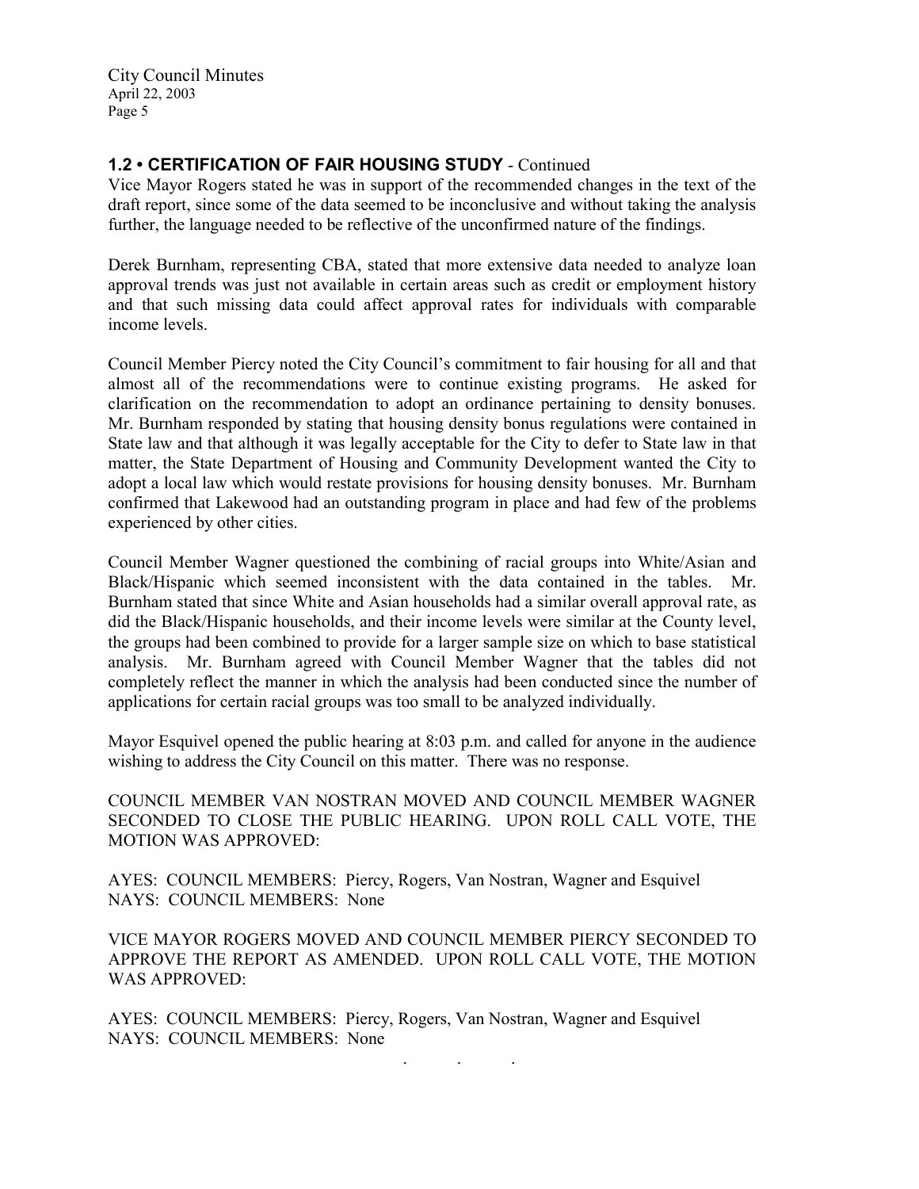### 1.2 • CERTIFICATION OF FAIR HOUSING STUDY - Continued

Vice Mayor Rogers stated he was in support of the recommended changes in the text of the draft report, since some of the data seemed to be inconclusive and without taking the analysis further, the language needed to be reflective of the unconfirmed nature of the findings.

Derek Burnham, representing CBA, stated that more extensive data needed to analyze loan approval trends was just not available in certain areas such as credit or employment history and that such missing data could affect approval rates for individuals with comparable income levels.

Council Member Piercy noted the City Council's commitment to fair housing for all and that almost all of the recommendations were to continue existing programs. He asked for clarification on the recommendation to adopt an ordinance pertaining to density bonuses. Mr. Burnham responded by stating that housing density bonus regulations were contained in State law and that although it was legally acceptable for the City to defer to State law in that matter, the State Department of Housing and Community Development wanted the City to adopt a local law which would restate provisions for housing density bonuses. Mr. Burnham confirmed that Lakewood had an outstanding program in place and had few of the problems experienced by other cities.

Council Member Wagner questioned the combining of racial groups into White/Asian and Black/Hispanic which seemed inconsistent with the data contained in the tables. Mr. Burnham stated that since White and Asian households had a similar overall approval rate, as did the Black/Hispanic households, and their income levels were similar at the County level, the groups had been combined to provide for a larger sample size on which to base statistical analysis. Mr. Burnham agreed with Council Member Wagner that the tables did not completely reflect the manner in which the analysis had been conducted since the number of applications for certain racial groups was too small to be analyzed individually.

Mayor Esquivel opened the public hearing at 8:03 p.m. and called for anyone in the audience wishing to address the City Council on this matter. There was no response.

COUNCIL MEMBER VAN NOSTRAN MOVED AND COUNCIL MEMBER WAGNER SECONDED TO CLOSE THE PUBLIC HEARING. UPON ROLL CALL VOTE, THE MOTION WAS APPROVED:

AYES: COUNCIL MEMBERS: Piercy, Rogers, Van Nostran, Wagner and Esquivel
NAYS: COUNCIL MEMBERS: None

VICE MAYOR ROGERS MOVED AND COUNCIL MEMBER PIERCY SECONDED TO APPROVE THE REPORT AS AMENDED. UPON ROLL CALL VOTE, THE MOTION WAS APPROVED:

AYES: COUNCIL MEMBERS: Piercy, Rogers, Van Nostran, Wagner and Esquivel
NAYS: COUNCIL MEMBERS: None

. . .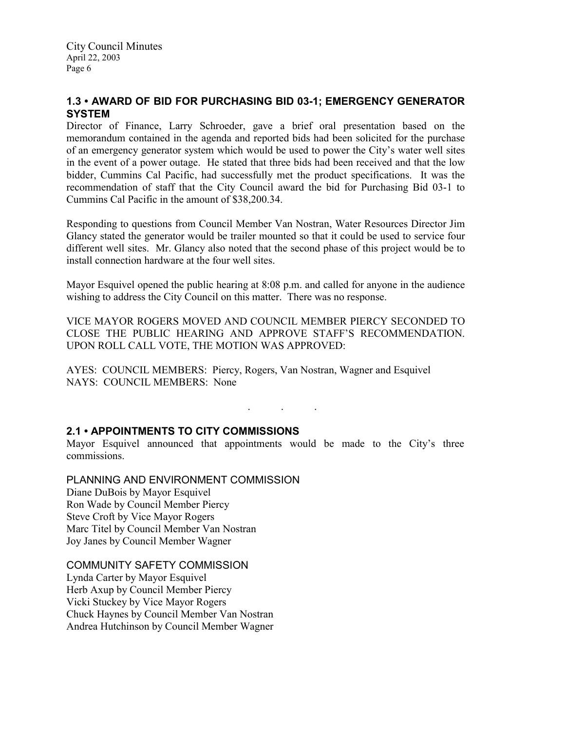## 1.3 • AWARD OF BID FOR PURCHASING BID 03-1; EMERGENCY GENERATOR SYSTEM

Director of Finance, Larry Schroeder, gave a brief oral presentation based on the memorandum contained in the agenda and reported bids had been solicited for the purchase of an emergency generator system which would be used to power the City's water well sites in the event of a power outage. He stated that three bids had been received and that the low bidder, Cummins Cal Pacific, had successfully met the product specifications. It was the recommendation of staff that the City Council award the bid for Purchasing Bid 03-1 to Cummins Cal Pacific in the amount of $38,200.34.

Responding to questions from Council Member Van Nostran, Water Resources Director Jim Glancy stated the generator would be trailer mounted so that it could be used to service four different well sites. Mr. Glancy also noted that the second phase of this project would be to install connection hardware at the four well sites.

Mayor Esquivel opened the public hearing at 8:08 p.m. and called for anyone in the audience wishing to address the City Council on this matter. There was no response.

VICE MAYOR ROGERS MOVED AND COUNCIL MEMBER PIERCY SECONDED TO CLOSE THE PUBLIC HEARING AND APPROVE STAFF'S RECOMMENDATION. UPON ROLL CALL VOTE, THE MOTION WAS APPROVED:

AYES: COUNCIL MEMBERS: Piercy, Rogers, Van Nostran, Wagner and Esquivel
NAYS: COUNCIL MEMBERS: None

. . .

## 2.1 • APPOINTMENTS TO CITY COMMISSIONS

Mayor Esquivel announced that appointments would be made to the City's three commissions.

PLANNING AND ENVIRONMENT COMMISSION
Diane DuBois by Mayor Esquivel
Ron Wade by Council Member Piercy
Steve Croft by Vice Mayor Rogers
Marc Titel by Council Member Van Nostran
Joy Janes by Council Member Wagner

COMMUNITY SAFETY COMMISSION
Lynda Carter by Mayor Esquivel
Herb Axup by Council Member Piercy
Vicki Stuckey by Vice Mayor Rogers
Chuck Haynes by Council Member Van Nostran
Andrea Hutchinson by Council Member Wagner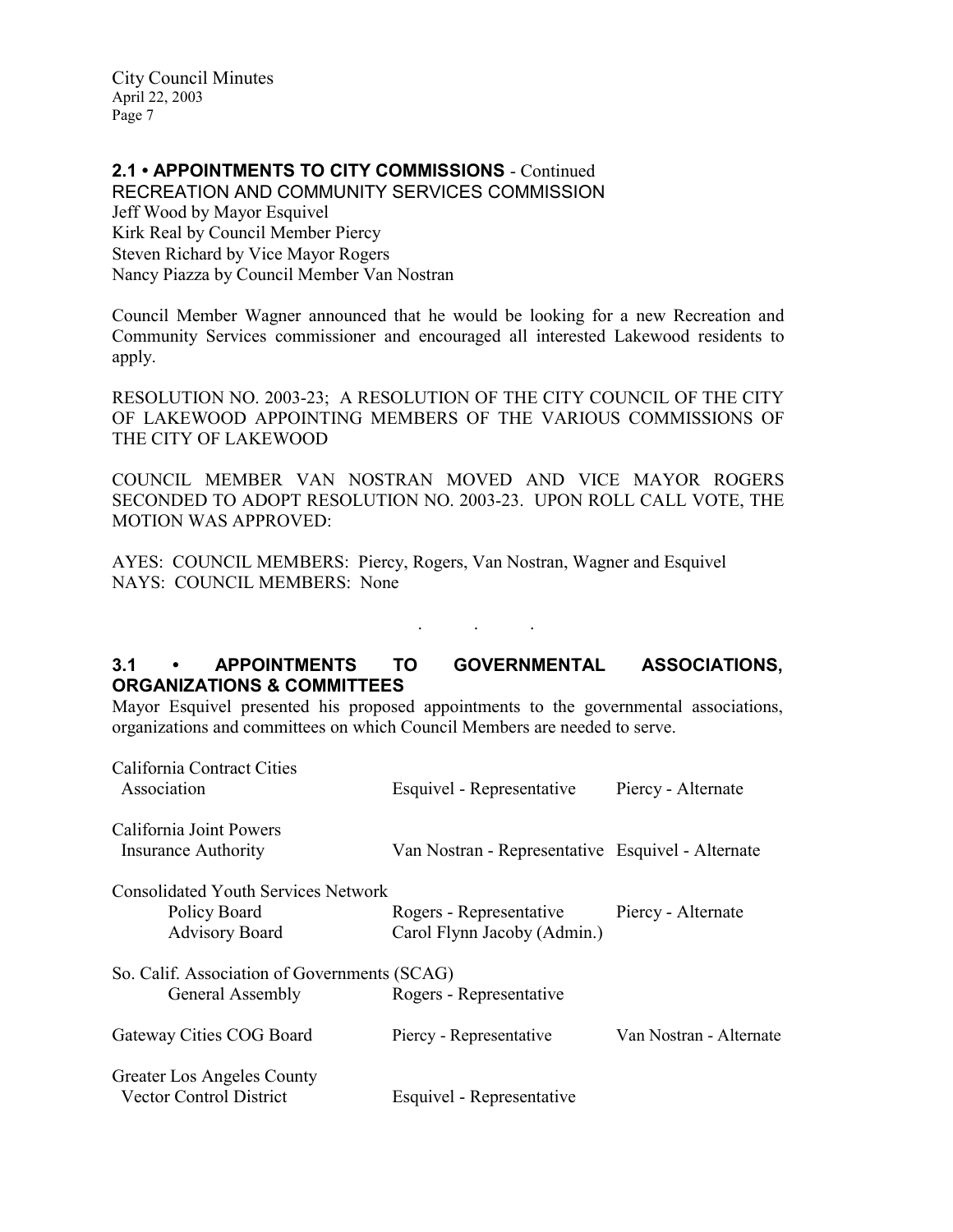## 2.1 • APPOINTMENTS TO CITY COMMISSIONS - Continued

RECREATION AND COMMUNITY SERVICES COMMISSION

Jeff Wood by Mayor Esquivel
Kirk Real by Council Member Piercy
Steven Richard by Vice Mayor Rogers
Nancy Piazza by Council Member Van Nostran

Council Member Wagner announced that he would be looking for a new Recreation and Community Services commissioner and encouraged all interested Lakewood residents to apply.

RESOLUTION NO. 2003-23; A RESOLUTION OF THE CITY COUNCIL OF THE CITY OF LAKEWOOD APPOINTING MEMBERS OF THE VARIOUS COMMISSIONS OF THE CITY OF LAKEWOOD

COUNCIL MEMBER VAN NOSTRAN MOVED AND VICE MAYOR ROGERS SECONDED TO ADOPT RESOLUTION NO. 2003-23. UPON ROLL CALL VOTE, THE MOTION WAS APPROVED:

AYES: COUNCIL MEMBERS: Piercy, Rogers, Van Nostran, Wagner and Esquivel
NAYS: COUNCIL MEMBERS: None

. . .

## 3.1 • APPOINTMENTS TO GOVERNMENTAL ASSOCIATIONS, ORGANIZATIONS & COMMITTEES

Mayor Esquivel presented his proposed appointments to the governmental associations, organizations and committees on which Council Members are needed to serve.

| | | |
|---|---|---|
| California Contract Cities Association | Esquivel - Representative | Piercy - Alternate |
| California Joint Powers Insurance Authority | Van Nostran - Representative | Esquivel - Alternate |
| Consolidated Youth Services Network | | |
| Policy Board | Rogers - Representative | Piercy - Alternate |
| Advisory Board | Carol Flynn Jacoby (Admin.) | |
| So. Calif. Association of Governments (SCAG) | | |
| General Assembly | Rogers - Representative | |
| Gateway Cities COG Board | Piercy - Representative | Van Nostran - Alternate |
| Greater Los Angeles County Vector Control District | Esquivel - Representative | |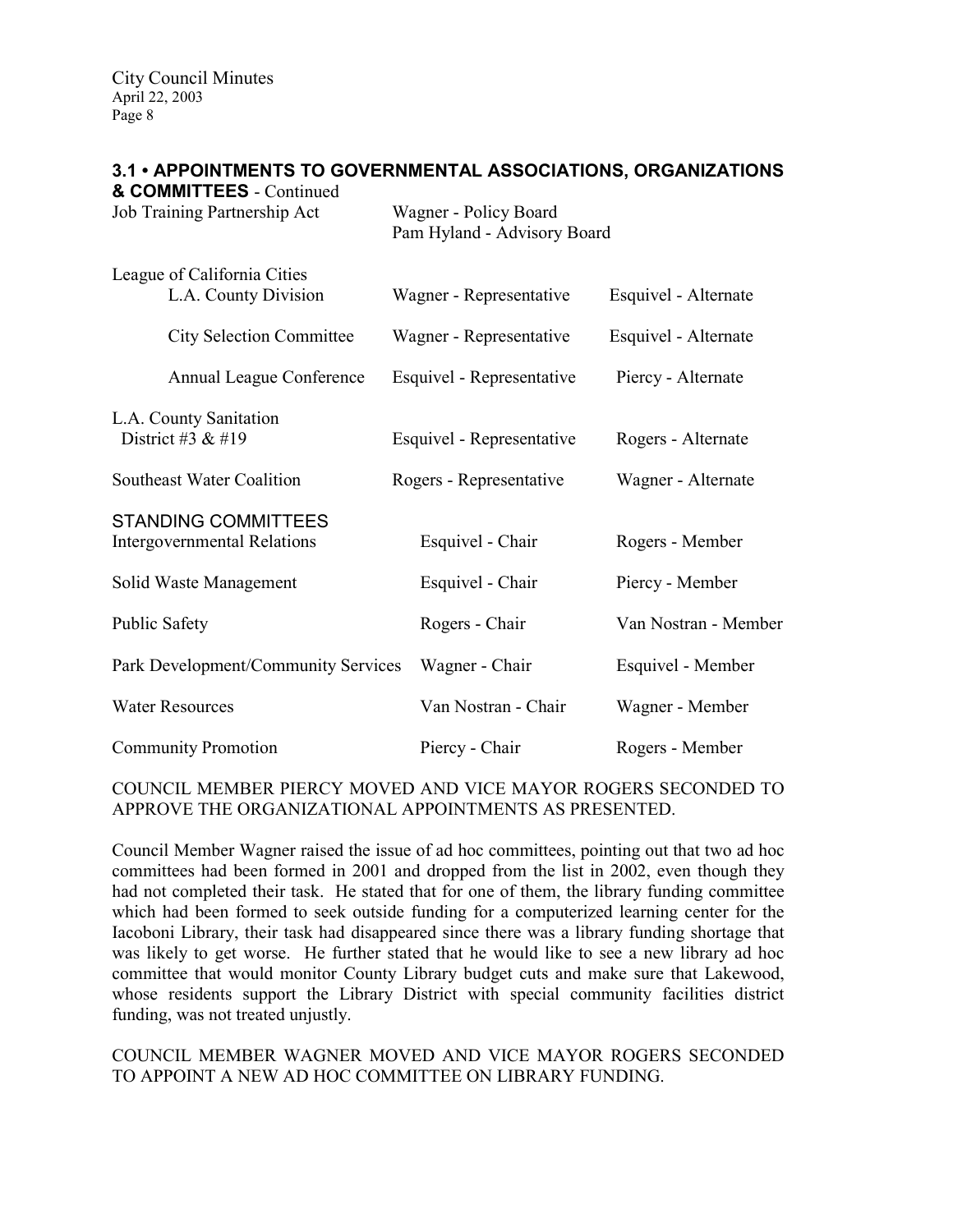### 3.1 • APPOINTMENTS TO GOVERNMENTAL ASSOCIATIONS, ORGANIZATIONS & COMMITTEES - Continued

| | | |
|---|---|---|
| Job Training Partnership Act | Wagner - Policy Board<br>Pam Hyland - Advisory Board | |
| League of California Cities | | |
| L.A. County Division | Wagner - Representative | Esquivel - Alternate |
| City Selection Committee | Wagner - Representative | Esquivel - Alternate |
| Annual League Conference | Esquivel - Representative | Piercy - Alternate |
| L.A. County Sanitation District #3 & #19 | Esquivel - Representative | Rogers - Alternate |
| Southeast Water Coalition | Rogers - Representative | Wagner - Alternate |

STANDING COMMITTEES

| | | |
|---|---|---|
| Intergovernmental Relations | Esquivel - Chair | Rogers - Member |
| Solid Waste Management | Esquivel - Chair | Piercy - Member |
| Public Safety | Rogers - Chair | Van Nostran - Member |
| Park Development/Community Services | Wagner - Chair | Esquivel - Member |
| Water Resources | Van Nostran - Chair | Wagner - Member |
| Community Promotion | Piercy - Chair | Rogers - Member |

COUNCIL MEMBER PIERCY MOVED AND VICE MAYOR ROGERS SECONDED TO APPROVE THE ORGANIZATIONAL APPOINTMENTS AS PRESENTED.

Council Member Wagner raised the issue of ad hoc committees, pointing out that two ad hoc committees had been formed in 2001 and dropped from the list in 2002, even though they had not completed their task. He stated that for one of them, the library funding committee which had been formed to seek outside funding for a computerized learning center for the Iacoboni Library, their task had disappeared since there was a library funding shortage that was likely to get worse. He further stated that he would like to see a new library ad hoc committee that would monitor County Library budget cuts and make sure that Lakewood, whose residents support the Library District with special community facilities district funding, was not treated unjustly.

COUNCIL MEMBER WAGNER MOVED AND VICE MAYOR ROGERS SECONDED TO APPOINT A NEW AD HOC COMMITTEE ON LIBRARY FUNDING.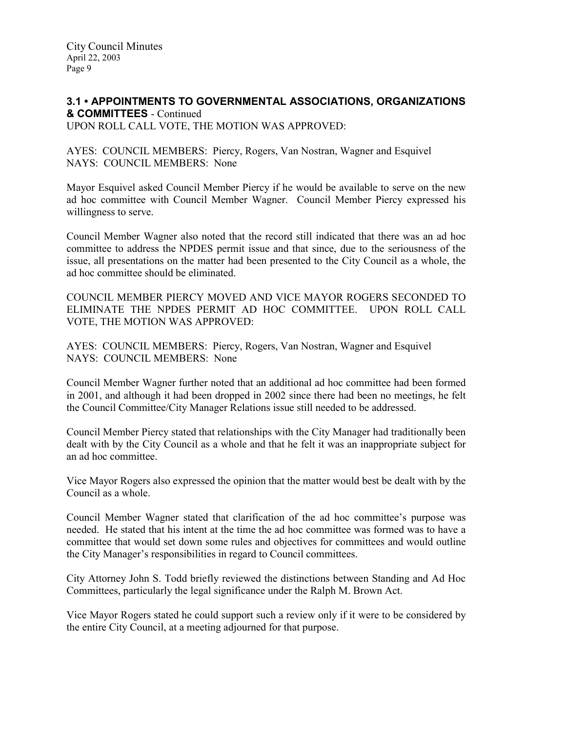### 3.1 • APPOINTMENTS TO GOVERNMENTAL ASSOCIATIONS, ORGANIZATIONS & COMMITTEES - Continued

UPON ROLL CALL VOTE, THE MOTION WAS APPROVED:

AYES: COUNCIL MEMBERS: Piercy, Rogers, Van Nostran, Wagner and Esquivel
NAYS: COUNCIL MEMBERS: None

Mayor Esquivel asked Council Member Piercy if he would be available to serve on the new ad hoc committee with Council Member Wagner. Council Member Piercy expressed his willingness to serve.

Council Member Wagner also noted that the record still indicated that there was an ad hoc committee to address the NPDES permit issue and that since, due to the seriousness of the issue, all presentations on the matter had been presented to the City Council as a whole, the ad hoc committee should be eliminated.

COUNCIL MEMBER PIERCY MOVED AND VICE MAYOR ROGERS SECONDED TO ELIMINATE THE NPDES PERMIT AD HOC COMMITTEE. UPON ROLL CALL VOTE, THE MOTION WAS APPROVED:

AYES: COUNCIL MEMBERS: Piercy, Rogers, Van Nostran, Wagner and Esquivel
NAYS: COUNCIL MEMBERS: None

Council Member Wagner further noted that an additional ad hoc committee had been formed in 2001, and although it had been dropped in 2002 since there had been no meetings, he felt the Council Committee/City Manager Relations issue still needed to be addressed.

Council Member Piercy stated that relationships with the City Manager had traditionally been dealt with by the City Council as a whole and that he felt it was an inappropriate subject for an ad hoc committee.

Vice Mayor Rogers also expressed the opinion that the matter would best be dealt with by the Council as a whole.

Council Member Wagner stated that clarification of the ad hoc committee's purpose was needed. He stated that his intent at the time the ad hoc committee was formed was to have a committee that would set down some rules and objectives for committees and would outline the City Manager's responsibilities in regard to Council committees.

City Attorney John S. Todd briefly reviewed the distinctions between Standing and Ad Hoc Committees, particularly the legal significance under the Ralph M. Brown Act.

Vice Mayor Rogers stated he could support such a review only if it were to be considered by the entire City Council, at a meeting adjourned for that purpose.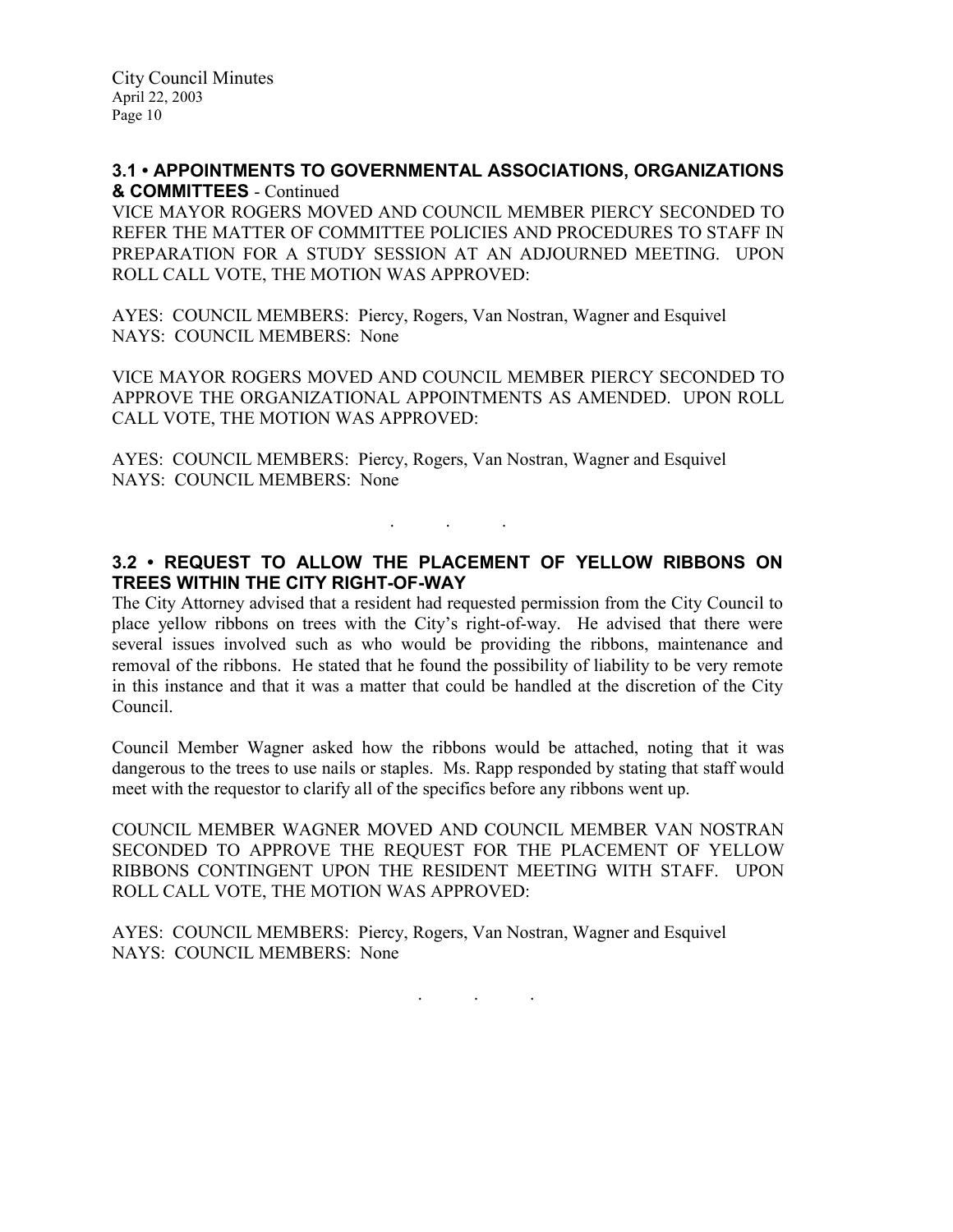### 3.1 • APPOINTMENTS TO GOVERNMENTAL ASSOCIATIONS, ORGANIZATIONS & COMMITTEES - Continued

VICE MAYOR ROGERS MOVED AND COUNCIL MEMBER PIERCY SECONDED TO REFER THE MATTER OF COMMITTEE POLICIES AND PROCEDURES TO STAFF IN PREPARATION FOR A STUDY SESSION AT AN ADJOURNED MEETING. UPON ROLL CALL VOTE, THE MOTION WAS APPROVED:

AYES: COUNCIL MEMBERS: Piercy, Rogers, Van Nostran, Wagner and Esquivel
NAYS: COUNCIL MEMBERS: None

VICE MAYOR ROGERS MOVED AND COUNCIL MEMBER PIERCY SECONDED TO APPROVE THE ORGANIZATIONAL APPOINTMENTS AS AMENDED. UPON ROLL CALL VOTE, THE MOTION WAS APPROVED:

AYES: COUNCIL MEMBERS: Piercy, Rogers, Van Nostran, Wagner and Esquivel
NAYS: COUNCIL MEMBERS: None

. . .

### 3.2 • REQUEST TO ALLOW THE PLACEMENT OF YELLOW RIBBONS ON TREES WITHIN THE CITY RIGHT-OF-WAY

The City Attorney advised that a resident had requested permission from the City Council to place yellow ribbons on trees with the City's right-of-way. He advised that there were several issues involved such as who would be providing the ribbons, maintenance and removal of the ribbons. He stated that he found the possibility of liability to be very remote in this instance and that it was a matter that could be handled at the discretion of the City Council.

Council Member Wagner asked how the ribbons would be attached, noting that it was dangerous to the trees to use nails or staples. Ms. Rapp responded by stating that staff would meet with the requestor to clarify all of the specifics before any ribbons went up.

COUNCIL MEMBER WAGNER MOVED AND COUNCIL MEMBER VAN NOSTRAN SECONDED TO APPROVE THE REQUEST FOR THE PLACEMENT OF YELLOW RIBBONS CONTINGENT UPON THE RESIDENT MEETING WITH STAFF. UPON ROLL CALL VOTE, THE MOTION WAS APPROVED:

AYES: COUNCIL MEMBERS: Piercy, Rogers, Van Nostran, Wagner and Esquivel
NAYS: COUNCIL MEMBERS: None

. . .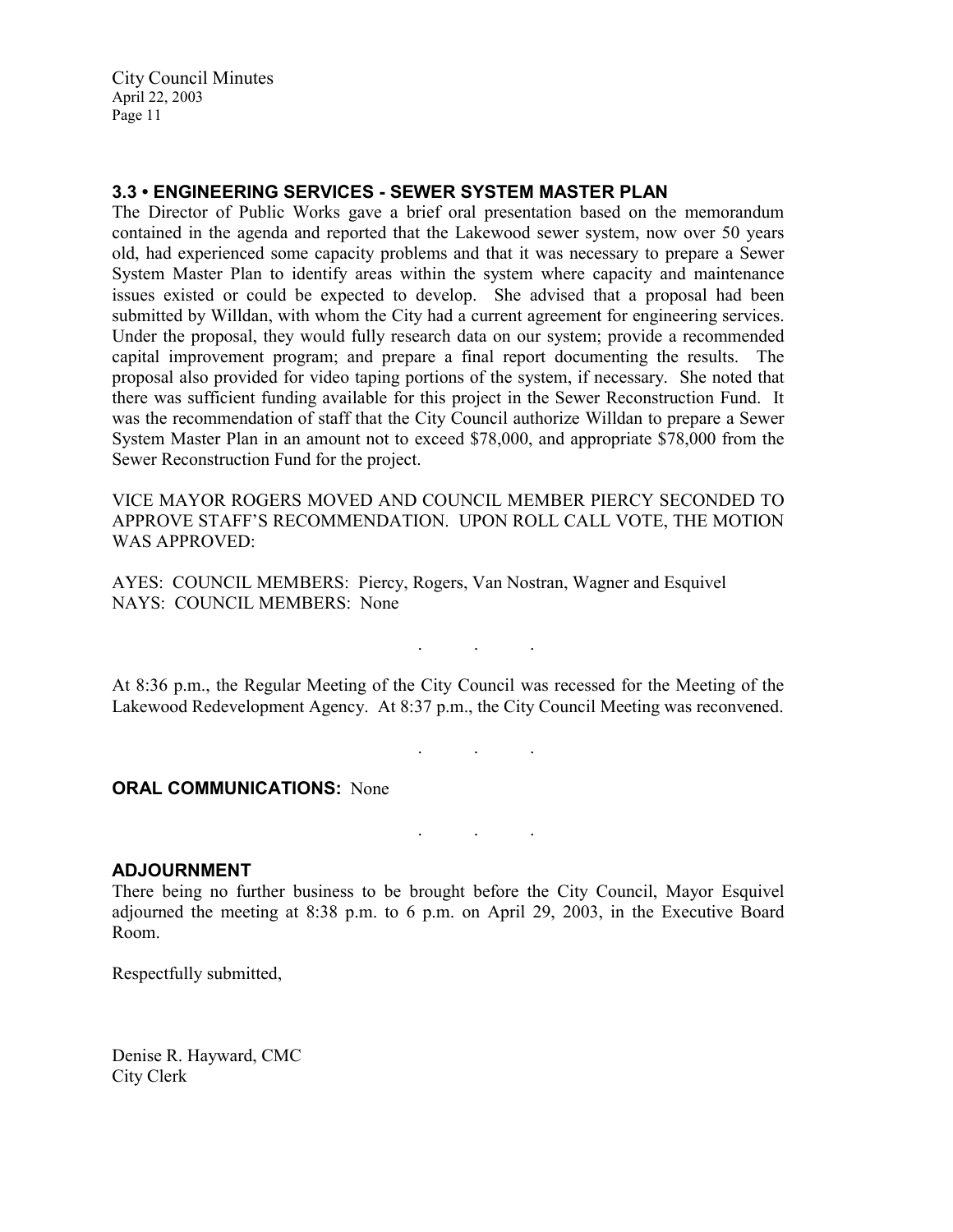### 3.3 • ENGINEERING SERVICES - SEWER SYSTEM MASTER PLAN

The Director of Public Works gave a brief oral presentation based on the memorandum contained in the agenda and reported that the Lakewood sewer system, now over 50 years old, had experienced some capacity problems and that it was necessary to prepare a Sewer System Master Plan to identify areas within the system where capacity and maintenance issues existed or could be expected to develop. She advised that a proposal had been submitted by Willdan, with whom the City had a current agreement for engineering services. Under the proposal, they would fully research data on our system; provide a recommended capital improvement program; and prepare a final report documenting the results. The proposal also provided for video taping portions of the system, if necessary. She noted that there was sufficient funding available for this project in the Sewer Reconstruction Fund. It was the recommendation of staff that the City Council authorize Willdan to prepare a Sewer System Master Plan in an amount not to exceed $78,000, and appropriate $78,000 from the Sewer Reconstruction Fund for the project.

VICE MAYOR ROGERS MOVED AND COUNCIL MEMBER PIERCY SECONDED TO APPROVE STAFF'S RECOMMENDATION. UPON ROLL CALL VOTE, THE MOTION WAS APPROVED:

AYES: COUNCIL MEMBERS: Piercy, Rogers, Van Nostran, Wagner and Esquivel
NAYS: COUNCIL MEMBERS: None

. . .

At 8:36 p.m., the Regular Meeting of the City Council was recessed for the Meeting of the Lakewood Redevelopment Agency. At 8:37 p.m., the City Council Meeting was reconvened.

. . .

**ORAL COMMUNICATIONS:** None

. . .

### ADJOURNMENT

There being no further business to be brought before the City Council, Mayor Esquivel adjourned the meeting at 8:38 p.m. to 6 p.m. on April 29, 2003, in the Executive Board Room.

Respectfully submitted,

Denise R. Hayward, CMC
City Clerk